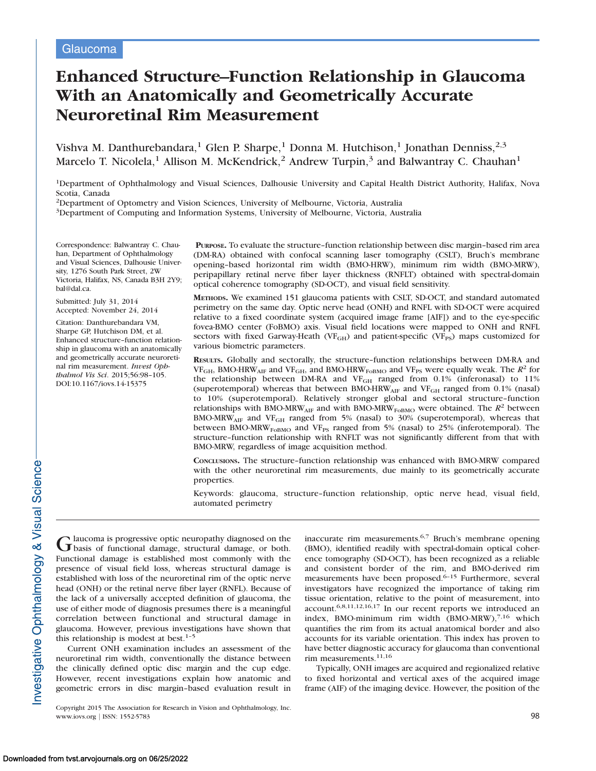Glaucoma

# Enhanced Structure–Function Relationship in Glaucoma With an Anatomically and Geometrically Accurate Neuroretinal Rim Measurement

Vishva M. Danthurebandara,[1] Glen P. Sharpe,[1] Donna M. Hutchison,[1] Jonathan Denniss,[2,3] Marcelo T. Nicolela,[1] Allison M. McKendrick,[2] Andrew Turpin,[3] and Balwantray C. Chauhan[1]

[1]Department of Ophthalmology and Visual Sciences, Dalhousie University and Capital Health District Authority, Halifax, Nova Scotia, Canada
[2]Department of Optometry and Vision Sciences, University of Melbourne, Victoria, Australia
[3]Department of Computing and Information Systems, University of Melbourne, Victoria, Australia

Correspondence: Balwantray C. Chauhan, Department of Ophthalmology and Visual Sciences, Dalhousie University, 1276 South Park Street, 2W Victoria, Halifax, NS, Canada B3H 2Y9; bal@dal.ca.

Submitted: July 31, 2014
Accepted: November 24, 2014

Citation: Danthurebandara VM, Sharpe GP, Hutchison DM, et al. Enhanced structure–function relationship in glaucoma with an anatomically and geometrically accurate neuroretinal rim measurement. *Invest Ophthalmol Vis Sci*. 2015;56:98–105. DOI:10.1167/iovs.14-15375

**Purpose.** To evaluate the structure–function relationship between disc margin–based rim area (DM-RA) obtained with confocal scanning laser tomography (CSLT), Bruch's membrane opening–based horizontal rim width (BMO-HRW), minimum rim width (BMO-MRW), peripapillary retinal nerve fiber layer thickness (RNFLT) obtained with spectral-domain optical coherence tomography (SD-OCT), and visual field sensitivity.

**Methods.** We examined 151 glaucoma patients with CSLT, SD-OCT, and standard automated perimetry on the same day. Optic nerve head (ONH) and RNFL with SD-OCT were acquired relative to a fixed coordinate system (acquired image frame [AIF]) and to the eye-specific fovea-BMO center (FoBMO) axis. Visual field locations were mapped to ONH and RNFL sectors with fixed Garway-Heath ($VF_{GH}$) and patient-specific ($VF_{PS}$) maps customized for various biometric parameters.

**Results.** Globally and sectorally, the structure–function relationships between DM-RA and $VF_{GH}$, $BMO\text{-}HRW_{AIF}$ and $VF_{GH}$, and $BMO\text{-}HRW_{FoBMO}$ and $VF_{PS}$ were equally weak. The $R^2$ for the relationship between DM-RA and $VF_{GH}$ ranged from 0.1% (inferonasal) to 11% (superotemporal) whereas that between $BMO\text{-}HRW_{AIF}$ and $VF_{GH}$ ranged from 0.1% (nasal) to 10% (superotemporal). Relatively stronger global and sectoral structure–function relationships with $BMO\text{-}MRW_{AIF}$ and with $BMO\text{-}MRW_{FoBMO}$ were obtained. The $R^2$ between $BMO\text{-}MRW_{AIF}$ and $VF_{GH}$ ranged from 5% (nasal) to 30% (superotemporal), whereas that between $BMO\text{-}MRW_{FoBMO}$ and $VF_{PS}$ ranged from 5% (nasal) to 25% (inferotemporal). The structure–function relationship with RNFLT was not significantly different from that with BMO-MRW, regardless of image acquisition method.

**Conclusions.** The structure–function relationship was enhanced with BMO-MRW compared with the other neuroretinal rim measurements, due mainly to its geometrically accurate properties.

Keywords: glaucoma, structure–function relationship, optic nerve head, visual field, automated perimetry

Glaucoma is progressive optic neuropathy diagnosed on the basis of functional damage, structural damage, or both. Functional damage is established most commonly with the presence of visual field loss, whereas structural damage is established with loss of the neuroretinal rim of the optic nerve head (ONH) or the retinal nerve fiber layer (RNFL). Because of the lack of a universally accepted definition of glaucoma, the use of either mode of diagnosis presumes there is a meaningful correlation between functional and structural damage in glaucoma. However, previous investigations have shown that this relationship is modest at best.[1–5]

Current ONH examination includes an assessment of the neuroretinal rim width, conventionally the distance between the clinically defined optic disc margin and the cup edge. However, recent investigations explain how anatomic and geometric errors in disc margin–based evaluation result in inaccurate rim measurements.[6,7] Bruch's membrane opening (BMO), identified readily with spectral-domain optical coherence tomography (SD-OCT), has been recognized as a reliable and consistent border of the rim, and BMO-derived rim measurements have been proposed.[6–15] Furthermore, several investigators have recognized the importance of taking rim tissue orientation, relative to the point of measurement, into account.[6,8,11,12,16,17] In our recent reports we introduced an index, BMO-minimum rim width (BMO-MRW),[7,16] which quantifies the rim from its actual anatomical border and also accounts for its variable orientation. This index has proven to have better diagnostic accuracy for glaucoma than conventional rim measurements.[11,16]

Typically, ONH images are acquired and regionalized relative to fixed horizontal and vertical axes of the acquired image frame (AIF) of the imaging device. However, the position of the

Copyright 2015 The Association for Research in Vision and Ophthalmology, Inc.
www.iovs.org | ISSN: 1552-5783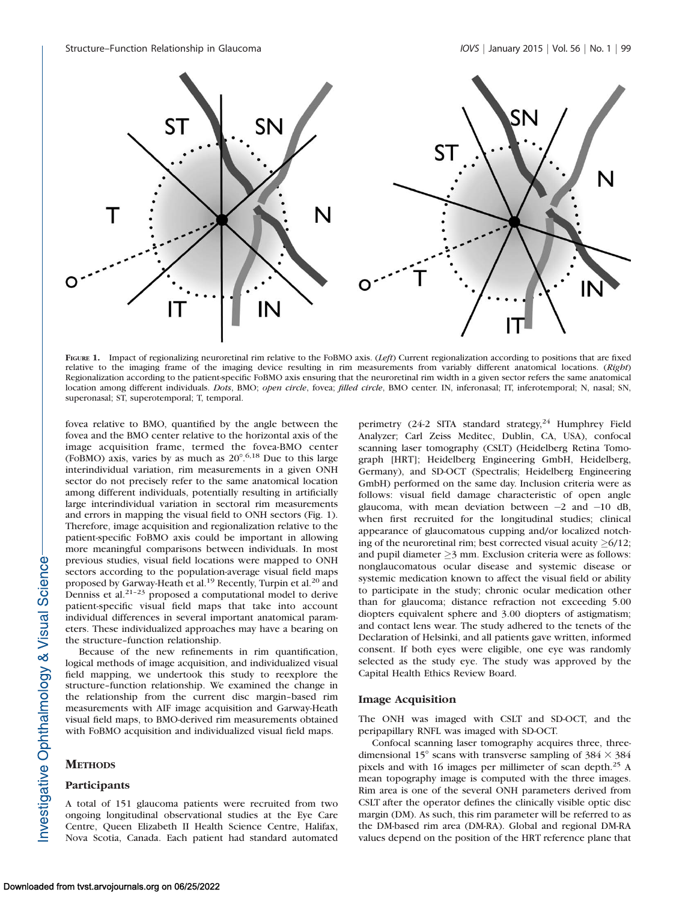ST

SN

T

N

IT

IN

SN

ST

N

T

IN

IT

FIGURE 1. Impact of regionalizing neuroretinal rim relative to the FoBMO axis. (*Left*) Current regionalization according to positions that are fixed relative to the imaging frame of the imaging device resulting in rim measurements from variably different anatomical locations. (*Right*) Regionalization according to the patient-specific FoBMO axis ensuring that the neuroretinal rim width in a given sector refers the same anatomical location among different individuals. *Dots*, BMO; *open circle*, fovea; *filled circle*, BMO center. IN, inferonasal; IT, inferotemporal; N, nasal; SN, superonasal; ST, superotemporal; T, temporal.

fovea relative to BMO, quantified by the angle between the fovea and the BMO center relative to the horizontal axis of the image acquisition frame, termed the fovea-BMO center (FoBMO) axis, varies by as much as 20°.[6,18] Due to this large interindividual variation, rim measurements in a given ONH sector do not precisely refer to the same anatomical location among different individuals, potentially resulting in artificially large interindividual variation in sectoral rim measurements and errors in mapping the visual field to ONH sectors (Fig. 1). Therefore, image acquisition and regionalization relative to the patient-specific FoBMO axis could be important in allowing more meaningful comparisons between individuals. In most previous studies, visual field locations were mapped to ONH sectors according to the population-average visual field maps proposed by Garway-Heath et al.[19] Recently, Turpin et al.[20] and Denniss et al.[21–23] proposed a computational model to derive patient-specific visual field maps that take into account individual differences in several important anatomical parameters. These individualized approaches may have a bearing on the structure–function relationship.

Because of the new refinements in rim quantification, logical methods of image acquisition, and individualized visual field mapping, we undertook this study to reexplore the structure–function relationship. We examined the change in the relationship from the current disc margin–based rim measurements with AIF image acquisition and Garway-Heath visual field maps, to BMO-derived rim measurements obtained with FoBMO acquisition and individualized visual field maps.

## METHODS

### Participants

A total of 151 glaucoma patients were recruited from two ongoing longitudinal observational studies at the Eye Care Centre, Queen Elizabeth II Health Science Centre, Halifax, Nova Scotia, Canada. Each patient had standard automated perimetry (24-2 SITA standard strategy,[24] Humphrey Field Analyzer; Carl Zeiss Meditec, Dublin, CA, USA), confocal scanning laser tomography (CSLT) (Heidelberg Retina Tomograph [HRT]; Heidelberg Engineering GmbH, Heidelberg, Germany), and SD-OCT (Spectralis; Heidelberg Engineering GmbH) performed on the same day. Inclusion criteria were as follows: visual field damage characteristic of open angle glaucoma, with mean deviation between −2 and −10 dB, when first recruited for the longitudinal studies; clinical appearance of glaucomatous cupping and/or localized notching of the neuroretinal rim; best corrected visual acuity ≥6/12; and pupil diameter ≥3 mm. Exclusion criteria were as follows: nonglaucomatous ocular disease and systemic disease or systemic medication known to affect the visual field or ability to participate in the study; chronic ocular medication other than for glaucoma; distance refraction not exceeding 5.00 diopters equivalent sphere and 3.00 diopters of astigmatism; and contact lens wear. The study adhered to the tenets of the Declaration of Helsinki, and all patients gave written, informed consent. If both eyes were eligible, one eye was randomly selected as the study eye. The study was approved by the Capital Health Ethics Review Board.

### Image Acquisition

The ONH was imaged with CSLT and SD-OCT, and the peripapillary RNFL was imaged with SD-OCT.

Confocal scanning laser tomography acquires three, three-dimensional 15° scans with transverse sampling of 384 × 384 pixels and with 16 images per millimeter of scan depth.[25] A mean topography image is computed with the three images. Rim area is one of the several ONH parameters derived from CSLT after the operator defines the clinically visible optic disc margin (DM). As such, this rim parameter will be referred to as the DM-based rim area (DM-RA). Global and regional DM-RA values depend on the position of the HRT reference plane that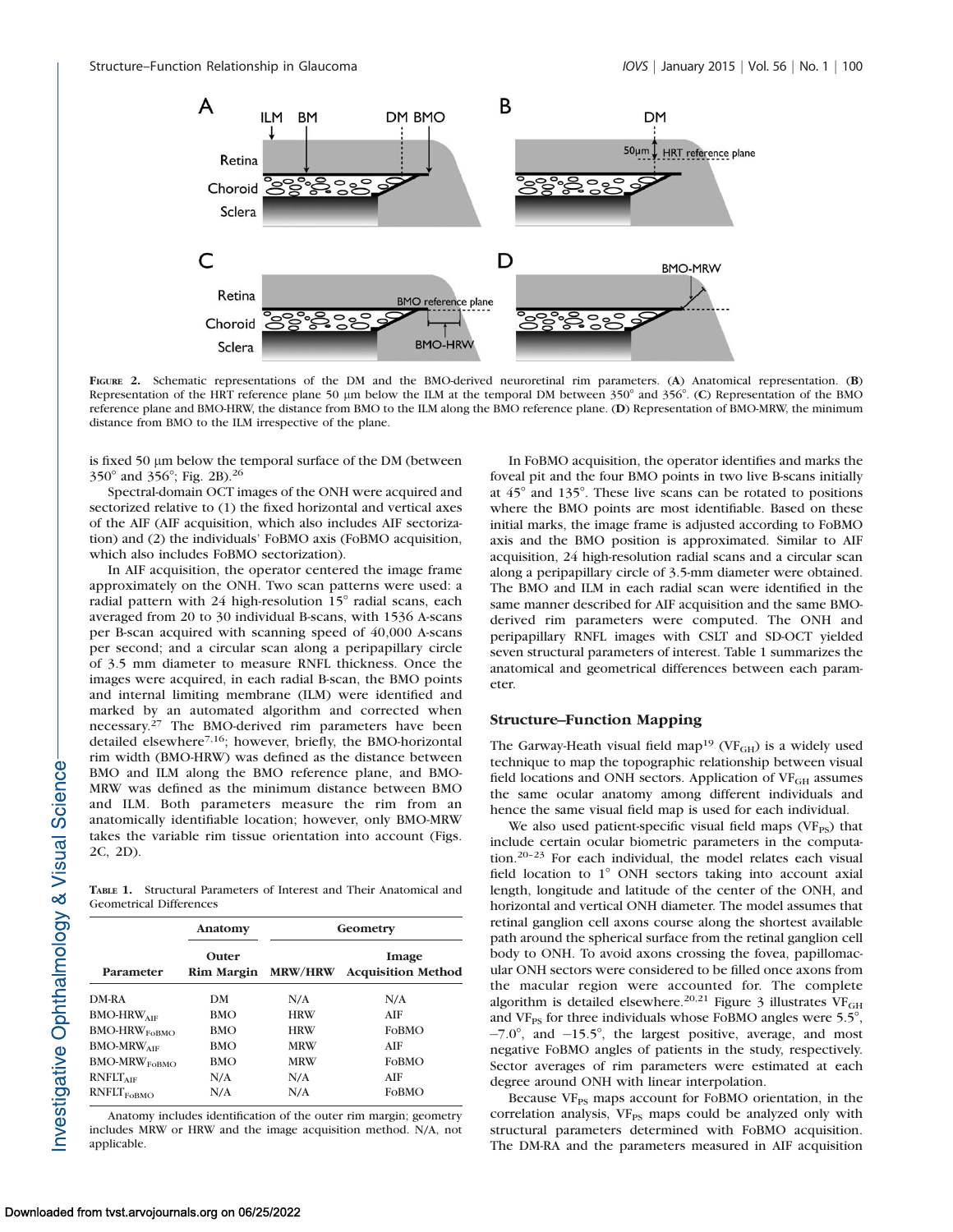FIGURE 2. Schematic representations of the DM and the BMO-derived neuroretinal rim parameters. (A) Anatomical representation. (B) Representation of the HRT reference plane 50 μm below the ILM at the temporal DM between 350° and 356°. (C) Representation of the BMO reference plane and BMO-HRW, the distance from BMO to the ILM along the BMO reference plane. (D) Representation of BMO-MRW, the minimum distance from BMO to the ILM irrespective of the plane.

is fixed 50 μm below the temporal surface of the DM (between 350° and 356°; Fig. 2B).[26]

Spectral-domain OCT images of the ONH were acquired and sectorized relative to (1) the fixed horizontal and vertical axes of the AIF (AIF acquisition, which also includes AIF sectorization) and (2) the individuals' FoBMO axis (FoBMO acquisition, which also includes FoBMO sectorization).

In AIF acquisition, the operator centered the image frame approximately on the ONH. Two scan patterns were used: a radial pattern with 24 high-resolution 15° radial scans, each averaged from 20 to 30 individual B-scans, with 1536 A-scans per B-scan acquired with scanning speed of 40,000 A-scans per second; and a circular scan along a peripapillary circle of 3.5 mm diameter to measure RNFL thickness. Once the images were acquired, in each radial B-scan, the BMO points and internal limiting membrane (ILM) were identified and marked by an automated algorithm and corrected when necessary.[27] The BMO-derived rim parameters have been detailed elsewhere[7,16]; however, briefly, the BMO-horizontal rim width (BMO-HRW) was defined as the distance between BMO and ILM along the BMO reference plane, and BMO-MRW was defined as the minimum distance between BMO and ILM. Both parameters measure the rim from an anatomically identifiable location; however, only BMO-MRW takes the variable rim tissue orientation into account (Figs. 2C, 2D).

TABLE 1. Structural Parameters of Interest and Their Anatomical and Geometrical Differences

| | Anatomy | Geometry | |
|---|---|---|---|
| Parameter | Outer Rim Margin | MRW/HRW | Image Acquisition Method |
| DM-RA | DM | N/A | N/A |
| $BMO\text{-}HRW_{AIF}$ | BMO | HRW | AIF |
| $BMO\text{-}HRW_{FoBMO}$ | BMO | HRW | FoBMO |
| $BMO\text{-}MRW_{AIF}$ | BMO | MRW | AIF |
| $BMO\text{-}MRW_{FoBMO}$ | BMO | MRW | FoBMO |
| $RNFLT_{AIF}$ | N/A | N/A | AIF |
| $RNFLT_{FoBMO}$ | N/A | N/A | FoBMO |

Anatomy includes identification of the outer rim margin; geometry includes MRW or HRW and the image acquisition method. N/A, not applicable.

In FoBMO acquisition, the operator identifies and marks the foveal pit and the four BMO points in two live B-scans initially at 45° and 135°. These live scans can be rotated to positions where the BMO points are most identifiable. Based on these initial marks, the image frame is adjusted according to FoBMO axis and the BMO position is approximated. Similar to AIF acquisition, 24 high-resolution radial scans and a circular scan along a peripapillary circle of 3.5-mm diameter were obtained. The BMO and ILM in each radial scan were identified in the same manner described for AIF acquisition and the same BMO-derived rim parameters were computed. The ONH and peripapillary RNFL images with CSLT and SD-OCT yielded seven structural parameters of interest. Table 1 summarizes the anatomical and geometrical differences between each parameter.

## Structure–Function Mapping

The Garway-Heath visual field map[19] ($VF_{GH}$) is a widely used technique to map the topographic relationship between visual field locations and ONH sectors. Application of $VF_{GH}$ assumes the same ocular anatomy among different individuals and hence the same visual field map is used for each individual.

We also used patient-specific visual field maps ($VF_{PS}$) that include certain ocular biometric parameters in the computation.[20–23] For each individual, the model relates each visual field location to 1° ONH sectors taking into account axial length, longitude and latitude of the center of the ONH, and horizontal and vertical ONH diameter. The model assumes that retinal ganglion cell axons course along the shortest available path around the spherical surface from the retinal ganglion cell body to ONH. To avoid axons crossing the fovea, papillomacular ONH sectors were considered to be filled once axons from the macular region were accounted for. The complete algorithm is detailed elsewhere.[20,21] Figure 3 illustrates $VF_{GH}$ and $VF_{PS}$ for three individuals whose FoBMO angles were 5.5°, −7.0°, and −15.5°, the largest positive, average, and most negative FoBMO angles of patients in the study, respectively. Sector averages of rim parameters were estimated at each degree around ONH with linear interpolation.

Because $VF_{PS}$ maps account for FoBMO orientation, in the correlation analysis, $VF_{PS}$ maps could be analyzed only with structural parameters determined with FoBMO acquisition. The DM-RA and the parameters measured in AIF acquisition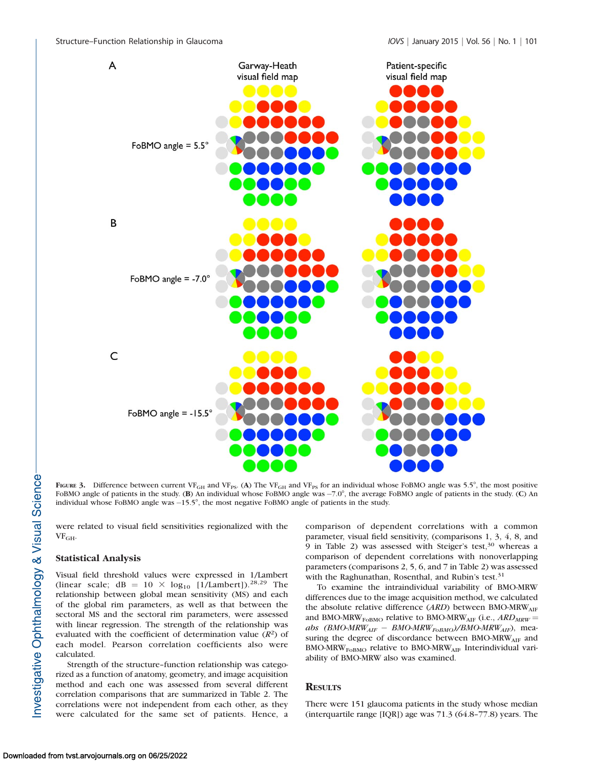FIGURE 3. Difference between current $VF_{GH}$ and $VF_{PS}$. (**A**) The $VF_{GH}$ and $VF_{PS}$ for an individual whose FoBMO angle was 5.5°, the most positive FoBMO angle of patients in the study. (**B**) An individual whose FoBMO angle was −7.0°, the average FoBMO angle of patients in the study. (**C**) An individual whose FoBMO angle was −15.5°, the most negative FoBMO angle of patients in the study.

were related to visual field sensitivities regionalized with the $VF_{GH}$.

### Statistical Analysis

Visual field threshold values were expressed in 1/Lambert (linear scale; dB = 10 × $\log_{10}$ [1/Lambert]).[28,29] The relationship between global mean sensitivity (MS) and each of the global rim parameters, as well as that between the sectoral MS and the sectoral rim parameters, were assessed with linear regression. The strength of the relationship was evaluated with the coefficient of determination value ($R^2$) of each model. Pearson correlation coefficients also were calculated.

Strength of the structure–function relationship was categorized as a function of anatomy, geometry, and image acquisition method and each one was assessed from several different correlation comparisons that are summarized in Table 2. The correlations were not independent from each other, as they were calculated for the same set of patients. Hence, a comparison of dependent correlations with a common parameter, visual field sensitivity, (comparisons 1, 3, 4, 8, and 9 in Table 2) was assessed with Steiger's test,[30] whereas a comparison of dependent correlations with nonoverlapping parameters (comparisons 2, 5, 6, and 7 in Table 2) was assessed with the Raghunathan, Rosenthal, and Rubin's test.[31]

To examine the intraindividual variability of BMO-MRW differences due to the image acquisition method, we calculated the absolute relative difference (*ARD*) between $\text{BMO-MRW}_{AIF}$ and $\text{BMO-MRW}_{FoBMO}$ relative to $\text{BMO-MRW}_{AIF}$ (i.e., $ARD_{MRW} = abs\ (BMO\text{-}MRW_{AIF} - BMO\text{-}MRW_{FoBMO})/BMO\text{-}MRW_{AIF}$), measuring the degree of discordance between $\text{BMO-MRW}_{AIF}$ and $\text{BMO-MRW}_{FoBMO}$ relative to $\text{BMO-MRW}_{AIF}$. Interindividual variability of BMO-MRW also was examined.

## RESULTS

There were 151 glaucoma patients in the study whose median (interquartile range [IQR]) age was 71.3 (64.8–77.8) years. The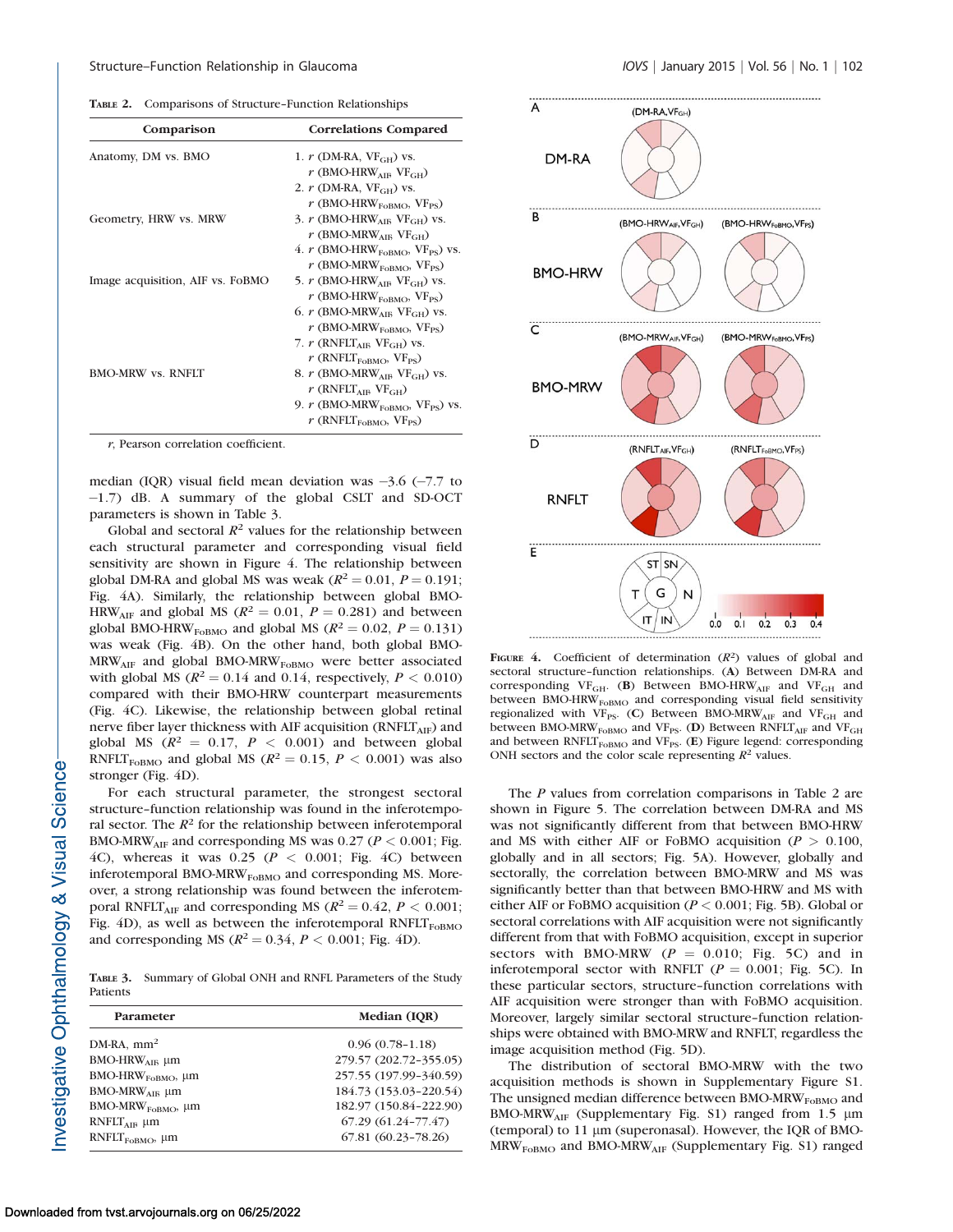TABLE 2. Comparisons of Structure–Function Relationships

| Comparison | Correlations Compared |
|---|---|
| Anatomy, DM vs. BMO | 1. $r$ (DM-RA, $VF_{GH}$) vs. $r$ ($BMO\text{-}HRW_{AIF}$, $VF_{GH}$) |
| | 2. $r$ (DM-RA, $VF_{GH}$) vs. $r$ ($BMO\text{-}HRW_{FoBMO}$, $VF_{PS}$) |
| Geometry, HRW vs. MRW | 3. $r$ ($BMO\text{-}HRW_{AIF}$, $VF_{GH}$) vs. $r$ ($BMO\text{-}MRW_{AIF}$, $VF_{GH}$) |
| | 4. $r$ ($BMO\text{-}HRW_{FoBMO}$, $VF_{PS}$) vs. $r$ ($BMO\text{-}MRW_{FoBMO}$, $VF_{PS}$) |
| Image acquisition, AIF vs. FoBMO | 5. $r$ ($BMO\text{-}HRW_{AIF}$, $VF_{GH}$) vs. $r$ ($BMO\text{-}HRW_{FoBMO}$, $VF_{PS}$) |
| | 6. $r$ ($BMO\text{-}MRW_{AIF}$, $VF_{GH}$) vs. $r$ ($BMO\text{-}MRW_{FoBMO}$, $VF_{PS}$) |
| | 7. $r$ ($RNFLT_{AIF}$, $VF_{GH}$) vs. $r$ ($RNFLT_{FoBMO}$, $VF_{PS}$) |
| BMO-MRW vs. RNFLT | 8. $r$ ($BMO\text{-}MRW_{AIF}$, $VF_{GH}$) vs. $r$ ($RNFLT_{AIF}$, $VF_{GH}$) |
| | 9. $r$ ($BMO\text{-}MRW_{FoBMO}$, $VF_{PS}$) vs. $r$ ($RNFLT_{FoBMO}$, $VF_{PS}$) |

$r$, Pearson correlation coefficient.

median (IQR) visual field mean deviation was −3.6 (−7.7 to −1.7) dB. A summary of the global CSLT and SD-OCT parameters is shown in Table 3.

Global and sectoral $R^2$ values for the relationship between each structural parameter and corresponding visual field sensitivity are shown in Figure 4. The relationship between global DM-RA and global MS was weak ($R^2 = 0.01$, $P = 0.191$; Fig. 4A). Similarly, the relationship between global $BMO\text{-}HRW_{AIF}$ and global MS ($R^2 = 0.01$, $P = 0.281$) and between global $BMO\text{-}HRW_{FoBMO}$ and global MS ($R^2 = 0.02$, $P = 0.131$) was weak (Fig. 4B). On the other hand, both global $BMO\text{-}MRW_{AIF}$ and global $BMO\text{-}MRW_{FoBMO}$ were better associated with global MS ($R^2 = 0.14$ and 0.14, respectively, $P < 0.010$) compared with their BMO-HRW counterpart measurements (Fig. 4C). Likewise, the relationship between global retinal nerve fiber layer thickness with AIF acquisition ($RNFLT_{AIF}$) and global MS ($R^2 = 0.17$, $P < 0.001$) and between global $RNFLT_{FoBMO}$ and global MS ($R^2 = 0.15$, $P < 0.001$) was also stronger (Fig. 4D).

For each structural parameter, the strongest sectoral structure–function relationship was found in the inferotemporal sector. The $R^2$ for the relationship between inferotemporal $BMO\text{-}MRW_{AIF}$ and corresponding MS was 0.27 ($P < 0.001$; Fig. 4C), whereas it was 0.25 ($P < 0.001$; Fig. 4C) between inferotemporal $BMO\text{-}MRW_{FoBMO}$ and corresponding MS. Moreover, a strong relationship was found between the inferotemporal $RNFLT_{AIF}$ and corresponding MS ($R^2 = 0.42$, $P < 0.001$; Fig. 4D), as well as between the inferotemporal $RNFLT_{FoBMO}$ and corresponding MS ($R^2 = 0.34$, $P < 0.001$; Fig. 4D).

TABLE 3. Summary of Global ONH and RNFL Parameters of the Study Patients

| Parameter | Median (IQR) |
|---|---|
| DM-RA, mm² | 0.96 (0.78–1.18) |
| $BMO\text{-}HRW_{AIF}$, µm | 279.57 (202.72–355.05) |
| $BMO\text{-}HRW_{FoBMO}$, µm | 257.55 (197.99–340.59) |
| $BMO\text{-}MRW_{AIF}$, µm | 184.73 (153.03–220.54) |
| $BMO\text{-}MRW_{FoBMO}$, µm | 182.97 (150.84–222.90) |
| $RNFLT_{AIF}$, µm | 67.29 (61.24–77.47) |
| $RNFLT_{FoBMO}$, µm | 67.81 (60.23–78.26) |

FIGURE 4. Coefficient of determination ($R^2$) values of global and sectoral structure–function relationships. (A) Between DM-RA and corresponding $VF_{GH}$. (B) Between $BMO\text{-}HRW_{AIF}$ and $VF_{GH}$ and between $BMO\text{-}HRW_{FoBMO}$ and corresponding visual field sensitivity regionalized with $VF_{PS}$. (C) Between $BMO\text{-}MRW_{AIF}$ and $VF_{GH}$ and between $BMO\text{-}MRW_{FoBMO}$ and $VF_{PS}$. (D) Between $RNFLT_{AIF}$ and $VF_{GH}$ and between $RNFLT_{FoBMO}$ and $VF_{PS}$. (E) Figure legend: corresponding ONH sectors and the color scale representing $R^2$ values.

The $P$ values from correlation comparisons in Table 2 are shown in Figure 5. The correlation between DM-RA and MS was not significantly different from that between BMO-HRW and MS with either AIF or FoBMO acquisition ($P > 0.100$, globally and in all sectors; Fig. 5A). However, globally and sectorally, the correlation between BMO-MRW and MS was significantly better than that between BMO-HRW and MS with either AIF or FoBMO acquisition ($P < 0.001$; Fig. 5B). Global or sectoral correlations with AIF acquisition were not significantly different from that with FoBMO acquisition, except in superior sectors with BMO-MRW ($P = 0.010$; Fig. 5C) and in inferotemporal sector with RNFLT ($P = 0.001$; Fig. 5C). In these particular sectors, structure–function correlations with AIF acquisition were stronger than with FoBMO acquisition. Moreover, largely similar sectoral structure–function relationships were obtained with BMO-MRW and RNFLT, regardless the image acquisition method (Fig. 5D).

The distribution of sectoral BMO-MRW with the two acquisition methods is shown in Supplementary Figure S1. The unsigned median difference between $BMO\text{-}MRW_{FoBMO}$ and $BMO\text{-}MRW_{AIF}$ (Supplementary Fig. S1) ranged from 1.5 µm (temporal) to 11 µm (superonasal). However, the IQR of $BMO\text{-}MRW_{FoBMO}$ and $BMO\text{-}MRW_{AIF}$ (Supplementary Fig. S1) ranged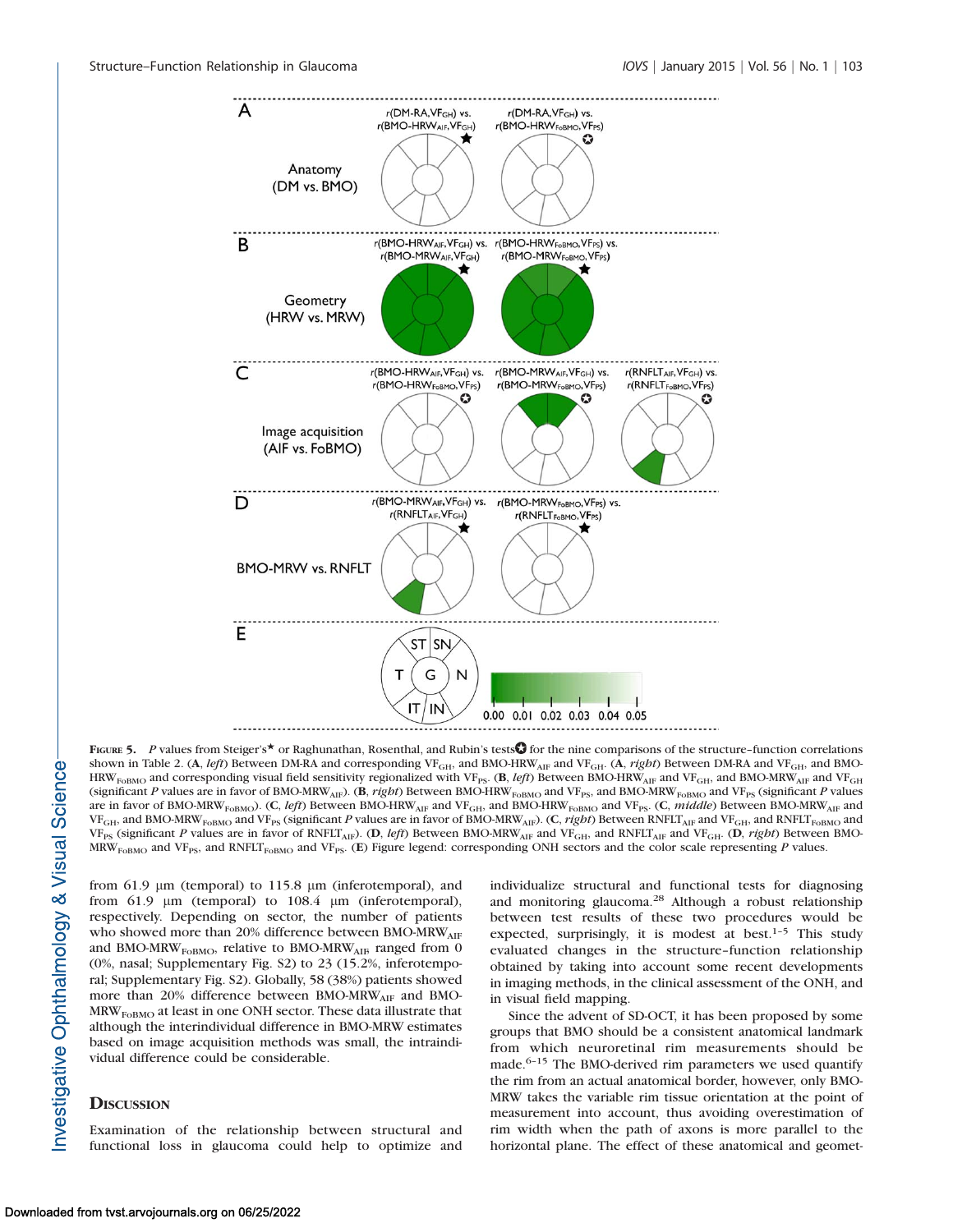**Figure 5.** *P* values from Steiger's★ or Raghunathan, Rosenthal, and Rubin's tests✪ for the nine comparisons of the structure–function correlations shown in Table 2. (**A**, *left*) Between DM-RA and corresponding $VF_{GH}$, and $BMO\text{-}HRW_{AIF}$ and $VF_{GH}$. (**A**, *right*) Between DM-RA and $VF_{GH}$, and $BMO\text{-}HRW_{FoBMO}$ and corresponding visual field sensitivity regionalized with $VF_{PS}$. (**B**, *left*) Between $BMO\text{-}HRW_{AIF}$ and $VF_{GH}$, and $BMO\text{-}MRW_{AIF}$ and $VF_{GH}$ (significant *P* values are in favor of $BMO\text{-}MRW_{AIF}$). (**B**, *right*) Between $BMO\text{-}HRW_{FoBMO}$ and $VF_{PS}$, and $BMO\text{-}MRW_{FoBMO}$ and $VF_{PS}$ (significant *P* values are in favor of $BMO\text{-}MRW_{FoBMO}$). (**C**, *left*) Between $BMO\text{-}HRW_{AIF}$ and $VF_{GH}$, and $BMO\text{-}HRW_{FoBMO}$ and $VF_{PS}$. (**C**, *middle*) Between $BMO\text{-}MRW_{AIF}$ and $VF_{GH}$, and $BMO\text{-}MRW_{FoBMO}$ and $VF_{PS}$ (significant *P* values are in favor of $BMO\text{-}MRW_{AIF}$). (**C**, *right*) Between $RNFLT_{AIF}$ and $VF_{GH}$, and $RNFLT_{FoBMO}$ and $VF_{PS}$ (significant *P* values are in favor of $RNFLT_{AIF}$). (**D**, *left*) Between $BMO\text{-}MRW_{AIF}$ and $VF_{GH}$, and $RNFLT_{AIF}$ and $VF_{GH}$. (**D**, *right*) Between $BMO\text{-}MRW_{FoBMO}$ and $VF_{PS}$, and $RNFLT_{FoBMO}$ and $VF_{PS}$. (**E**) Figure legend: corresponding ONH sectors and the color scale representing *P* values.

from 61.9 µm (temporal) to 115.8 µm (inferotemporal), and from 61.9 µm (temporal) to 108.4 µm (inferotemporal), respectively. Depending on sector, the number of patients who showed more than 20% difference between $BMO\text{-}MRW_{AIF}$ and $BMO\text{-}MRW_{FoBMO}$, relative to $BMO\text{-}MRW_{AIF}$, ranged from 0 (0%, nasal; Supplementary Fig. S2) to 23 (15.2%, inferotemporal; Supplementary Fig. S2). Globally, 58 (38%) patients showed more than 20% difference between $BMO\text{-}MRW_{AIF}$ and $BMO\text{-}MRW_{FoBMO}$ at least in one ONH sector. These data illustrate that although the interindividual difference in BMO-MRW estimates based on image acquisition methods was small, the intraindividual difference could be considerable.

## Discussion

Examination of the relationship between structural and functional loss in glaucoma could help to optimize and individualize structural and functional tests for diagnosing and monitoring glaucoma.[28] Although a robust relationship between test results of these two procedures would be expected, surprisingly, it is modest at best.[1–5] This study evaluated changes in the structure–function relationship obtained by taking into account some recent developments in imaging methods, in the clinical assessment of the ONH, and in visual field mapping.

Since the advent of SD-OCT, it has been proposed by some groups that BMO should be a consistent anatomical landmark from which neuroretinal rim measurements should be made.[6–15] The BMO-derived rim parameters we used quantify the rim from an actual anatomical border, however, only BMO-MRW takes the variable rim tissue orientation at the point of measurement into account, thus avoiding overestimation of rim width when the path of axons is more parallel to the horizontal plane. The effect of these anatomical and geomet-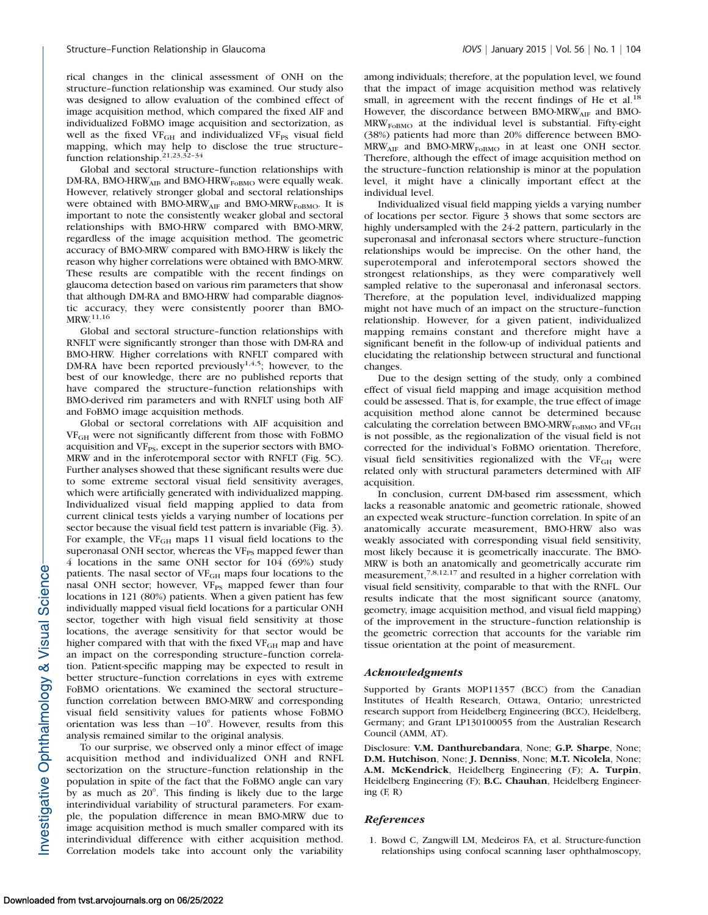rical changes in the clinical assessment of ONH on the structure–function relationship was examined. Our study also was designed to allow evaluation of the combined effect of image acquisition method, which compared the fixed AIF and individualized FoBMO image acquisition and sectorization, as well as the fixed $VF_{GH}$ and individualized $VF_{PS}$ visual field mapping, which may help to disclose the true structure–function relationship.[21,23,32–34]

Global and sectoral structure–function relationships with DM-RA, $BMO\text{-}HRW_{AIF}$, and $BMO\text{-}HRW_{FoBMO}$ were equally weak. However, relatively stronger global and sectoral relationships were obtained with $BMO\text{-}MRW_{AIF}$ and $BMO\text{-}MRW_{FoBMO}$. It is important to note the consistently weaker global and sectoral relationships with BMO-HRW compared with BMO-MRW, regardless of the image acquisition method. The geometric accuracy of BMO-MRW compared with BMO-HRW is likely the reason why higher correlations were obtained with BMO-MRW. These results are compatible with the recent findings on glaucoma detection based on various rim parameters that show that although DM-RA and BMO-HRW had comparable diagnostic accuracy, they were consistently poorer than BMO-MRW.[11,16]

Global and sectoral structure–function relationships with RNFLT were significantly stronger than those with DM-RA and BMO-HRW. Higher correlations with RNFLT compared with DM-RA have been reported previously[1,4,5]; however, to the best of our knowledge, there are no published reports that have compared the structure–function relationships with BMO-derived rim parameters and with RNFLT using both AIF and FoBMO image acquisition methods.

Global or sectoral correlations with AIF acquisition and $VF_{GH}$ were not significantly different from those with FoBMO acquisition and $VF_{PS}$, except in the superior sectors with BMO-MRW and in the inferotemporal sector with RNFLT (Fig. 5C). Further analyses showed that these significant results were due to some extreme sectoral visual field sensitivity averages, which were artificially generated with individualized mapping. Individualized visual field mapping applied to data from current clinical tests yields a varying number of locations per sector because the visual field test pattern is invariable (Fig. 3). For example, the $VF_{GH}$ maps 11 visual field locations to the superonasal ONH sector, whereas the $VF_{PS}$ mapped fewer than 4 locations in the same ONH sector for 104 (69%) study patients. The nasal sector of $VF_{GH}$ maps four locations to the nasal ONH sector; however, $VF_{PS}$ mapped fewer than four locations in 121 (80%) patients. When a given patient has few individually mapped visual field locations for a particular ONH sector, together with high visual field sensitivity at those locations, the average sensitivity for that sector would be higher compared with that with the fixed $VF_{GH}$ map and have an impact on the corresponding structure–function correlation. Patient-specific mapping may be expected to result in better structure–function correlations in eyes with extreme FoBMO orientations. We examined the sectoral structure–function correlation between BMO-MRW and corresponding visual field sensitivity values for patients whose FoBMO orientation was less than $-10°$. However, results from this analysis remained similar to the original analysis.

To our surprise, we observed only a minor effect of image acquisition method and individualized ONH and RNFL sectorization on the structure–function relationship in the population in spite of the fact that the FoBMO angle can vary by as much as 20°. This finding is likely due to the large interindividual variability of structural parameters. For example, the population difference in mean BMO-MRW due to image acquisition method is much smaller compared with its interindividual difference with either acquisition method. Correlation models take into account only the variability among individuals; therefore, at the population level, we found that the impact of image acquisition method was relatively small, in agreement with the recent findings of He et al.[18] However, the discordance between $BMO\text{-}MRW_{AIF}$ and $BMO\text{-}MRW_{FoBMO}$ at the individual level is substantial. Fifty-eight (38%) patients had more than 20% difference between $BMO\text{-}MRW_{AIF}$ and $BMO\text{-}MRW_{FoBMO}$ in at least one ONH sector. Therefore, although the effect of image acquisition method on the structure–function relationship is minor at the population level, it might have a clinically important effect at the individual level.

Individualized visual field mapping yields a varying number of locations per sector. Figure 3 shows that some sectors are highly undersampled with the 24-2 pattern, particularly in the superonasal and inferonasal sectors where structure–function relationships would be imprecise. On the other hand, the superotemporal and inferotemporal sectors showed the strongest relationships, as they were comparatively well sampled relative to the superonasal and inferonasal sectors. Therefore, at the population level, individualized mapping might not have much of an impact on the structure–function relationship. However, for a given patient, individualized mapping remains constant and therefore might have a significant benefit in the follow-up of individual patients and elucidating the relationship between structural and functional changes.

Due to the design setting of the study, only a combined effect of visual field mapping and image acquisition method could be assessed. That is, for example, the true effect of image acquisition method alone cannot be determined because calculating the correlation between $BMO\text{-}MRW_{FoBMO}$ and $VF_{GH}$ is not possible, as the regionalization of the visual field is not corrected for the individual's FoBMO orientation. Therefore, visual field sensitivities regionalized with the $VF_{GH}$ were related only with structural parameters determined with AIF acquisition.

In conclusion, current DM-based rim assessment, which lacks a reasonable anatomic and geometric rationale, showed an expected weak structure–function correlation. In spite of an anatomically accurate measurement, BMO-HRW also was weakly associated with corresponding visual field sensitivity, most likely because it is geometrically inaccurate. The BMO-MRW is both an anatomically and geometrically accurate rim measurement,[7,8,12,17] and resulted in a higher correlation with visual field sensitivity, comparable to that with the RNFL. Our results indicate that the most significant source (anatomy, geometry, image acquisition method, and visual field mapping) of the improvement in the structure–function relationship is the geometric correction that accounts for the variable rim tissue orientation at the point of measurement.

### *Acknowledgments*

Supported by Grants MOP11357 (BCC) from the Canadian Institutes of Health Research, Ottawa, Ontario; unrestricted research support from Heidelberg Engineering (BCC), Heidelberg, Germany; and Grant LP130100055 from the Australian Research Council (AMM, AT).

Disclosure: **V.M. Danthurebandara**, None; **G.P. Sharpe**, None; **D.M. Hutchison**, None; **J. Denniss**, None; **M.T. Nicolela**, None; **A.M. McKendrick**, Heidelberg Engineering (F); **A. Turpin**, Heidelberg Engineering (F); **B.C. Chauhan**, Heidelberg Engineering (F, R)

### *References*

1. Bowd C, Zangwill LM, Medeiros FA, et al. Structure-function relationships using confocal scanning laser ophthalmoscopy,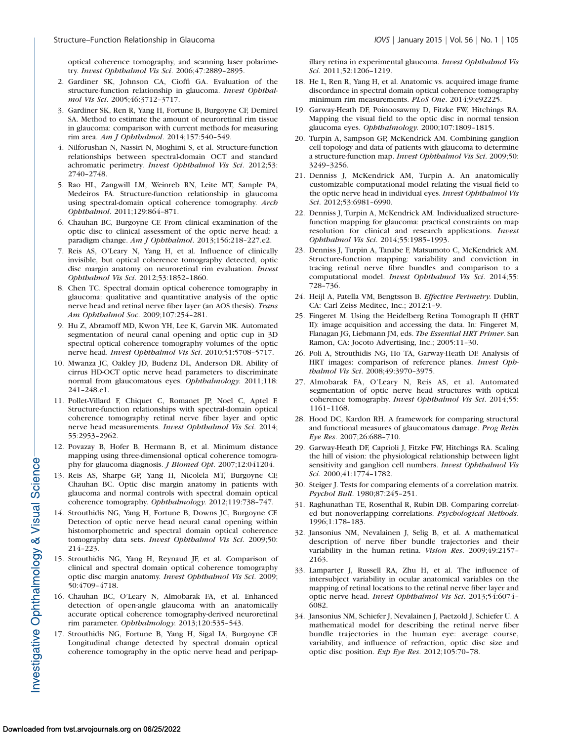optical coherence tomography, and scanning laser polarimetry. *Invest Ophthalmol Vis Sci*. 2006;47:2889–2895.

2. Gardiner SK, Johnson CA, Cioffi GA. Evaluation of the structure-function relationship in glaucoma. *Invest Ophthalmol Vis Sci*. 2005;46:3712–3717.
3. Gardiner SK, Ren R, Yang H, Fortune B, Burgoyne CF, Demirel SA. Method to estimate the amount of neuroretinal rim tissue in glaucoma: comparison with current methods for measuring rim area. *Am J Ophthalmol*. 2014;157:540–549.
4. Nilforushan N, Nassiri N, Moghimi S, et al. Structure-function relationships between spectral-domain OCT and standard achromatic perimetry. *Invest Ophthalmol Vis Sci*. 2012;53:2740–2748.
5. Rao HL, Zangwill LM, Weinreb RN, Leite MT, Sample PA, Medeiros FA. Structure-function relationship in glaucoma using spectral-domain optical coherence tomography. *Arch Ophthalmol*. 2011;129:864–871.
6. Chauhan BC, Burgoyne CF. From clinical examination of the optic disc to clinical assessment of the optic nerve head: a paradigm change. *Am J Ophthalmol*. 2013;156:218–227.e2.
7. Reis AS, O'Leary N, Yang H, et al. Influence of clinically invisible, but optical coherence tomography detected, optic disc margin anatomy on neuroretinal rim evaluation. *Invest Ophthalmol Vis Sci*. 2012;53:1852–1860.
8. Chen TC. Spectral domain optical coherence tomography in glaucoma: qualitative and quantitative analysis of the optic nerve head and retinal nerve fiber layer (an AOS thesis). *Trans Am Ophthalmol Soc*. 2009;107:254–281.
9. Hu Z, Abramoff MD, Kwon YH, Lee K, Garvin MK. Automated segmentation of neural canal opening and optic cup in 3D spectral optical coherence tomography volumes of the optic nerve head. *Invest Ophthalmol Vis Sci*. 2010;51:5708–5717.
10. Mwanza JC, Oakley JD, Budenz DL, Anderson DR. Ability of cirrus HD-OCT optic nerve head parameters to discriminate normal from glaucomatous eyes. *Ophthalmology*. 2011;118:241–248.e1.
11. Pollet-Villard F, Chiquet C, Romanet JP, Noel C, Aptel F. Structure-function relationships with spectral-domain optical coherence tomography retinal nerve fiber layer and optic nerve head measurements. *Invest Ophthalmol Vis Sci*. 2014;55:2953–2962.
12. Povazay B, Hofer B, Hermann B, et al. Minimum distance mapping using three-dimensional optical coherence tomography for glaucoma diagnosis. *J Biomed Opt*. 2007;12:041204.
13. Reis AS, Sharpe GP, Yang H, Nicolela MT, Burgoyne CF, Chauhan BC. Optic disc margin anatomy in patients with glaucoma and normal controls with spectral domain optical coherence tomography. *Ophthalmology*. 2012;119:738–747.
14. Strouthidis NG, Yang H, Fortune B, Downs JC, Burgoyne CF. Detection of optic nerve head neural canal opening within histomorphometric and spectral domain optical coherence tomography data sets. *Invest Ophthalmol Vis Sci*. 2009;50:214–223.
15. Strouthidis NG, Yang H, Reynaud JF, et al. Comparison of clinical and spectral domain optical coherence tomography optic disc margin anatomy. *Invest Ophthalmol Vis Sci*. 2009;50:4709–4718.
16. Chauhan BC, O'Leary N, Almobarak FA, et al. Enhanced detection of open-angle glaucoma with an anatomically accurate optical coherence tomography-derived neuroretinal rim parameter. *Ophthalmology*. 2013;120:535–543.
17. Strouthidis NG, Fortune B, Yang H, Sigal IA, Burgoyne CF. Longitudinal change detected by spectral domain optical coherence tomography in the optic nerve head and peripapillary retina in experimental glaucoma. *Invest Ophthalmol Vis Sci*. 2011;52:1206–1219.
18. He L, Ren R, Yang H, et al. Anatomic vs. acquired image frame discordance in spectral domain optical coherence tomography minimum rim measurements. *PLoS One*. 2014;9:e92225.
19. Garway-Heath DF, Poinoosawmy D, Fitzke FW, Hitchings RA. Mapping the visual field to the optic disc in normal tension glaucoma eyes. *Ophthalmology*. 2000;107:1809–1815.
20. Turpin A, Sampson GP, McKendrick AM. Combining ganglion cell topology and data of patients with glaucoma to determine a structure-function map. *Invest Ophthalmol Vis Sci*. 2009;50:3249–3256.
21. Denniss J, McKendrick AM, Turpin A. An anatomically customizable computational model relating the visual field to the optic nerve head in individual eyes. *Invest Ophthalmol Vis Sci*. 2012;53:6981–6990.
22. Denniss J, Turpin A, McKendrick AM. Individualized structure-function mapping for glaucoma: practical constraints on map resolution for clinical and research applications. *Invest Ophthalmol Vis Sci*. 2014;55:1985–1993.
23. Denniss J, Turpin A, Tanabe F, Matsumoto C, McKendrick AM. Structure-function mapping: variability and conviction in tracing retinal nerve fibre bundles and comparison to a computational model. *Invest Ophthalmol Vis Sci*. 2014;55:728–736.
24. Heijl A, Patella VM, Bengtsson B. *Effective Perimetry*. Dublin, CA: Carl Zeiss Meditec, Inc.; 2012:1–9.
25. Fingeret M. Using the Heidelberg Retina Tomograph II (HRT II): image acquisition and accessing the data. In: Fingeret M, Flanagan JG, Liebmann JM, eds. *The Essential HRT Primer*. San Ramon, CA: Jocoto Advertising, Inc.; 2005:11–30.
26. Poli A, Strouthidis NG, Ho TA, Garway-Heath DF. Analysis of HRT images: comparison of reference planes. *Invest Ophthalmol Vis Sci*. 2008;49:3970–3975.
27. Almobarak FA, O'Leary N, Reis AS, et al. Automated segmentation of optic nerve head structures with optical coherence tomography. *Invest Ophthalmol Vis Sci*. 2014;55:1161–1168.
28. Hood DC, Kardon RH. A framework for comparing structural and functional measures of glaucomatous damage. *Prog Retin Eye Res*. 2007;26:688–710.
29. Garway-Heath DF, Caprioli J, Fitzke FW, Hitchings RA. Scaling the hill of vision: the physiological relationship between light sensitivity and ganglion cell numbers. *Invest Ophthalmol Vis Sci*. 2000;41:1774–1782.
30. Steiger J. Tests for comparing elements of a correlation matrix. *Psychol Bull*. 1980;87:245–251.
31. Raghunathan TE, Rosenthal R, Rubin DB. Comparing correlated but nonoverlapping correlations. *Psychological Methods*. 1996;1:178–183.
32. Jansonius NM, Nevalainen J, Selig B, et al. A mathematical description of nerve fiber bundle trajectories and their variability in the human retina. *Vision Res*. 2009;49:2157–2163.
33. Lamparter J, Russell RA, Zhu H, et al. The influence of intersubject variability in ocular anatomical variables on the mapping of retinal locations to the retinal nerve fiber layer and optic nerve head. *Invest Ophthalmol Vis Sci*. 2013;54:6074–6082.
34. Jansonius NM, Schiefer J, Nevalainen J, Paetzold J, Schiefer U. A mathematical model for describing the retinal nerve fiber bundle trajectories in the human eye: average course, variability, and influence of refraction, optic disc size and optic disc position. *Exp Eye Res*. 2012;105:70–78.